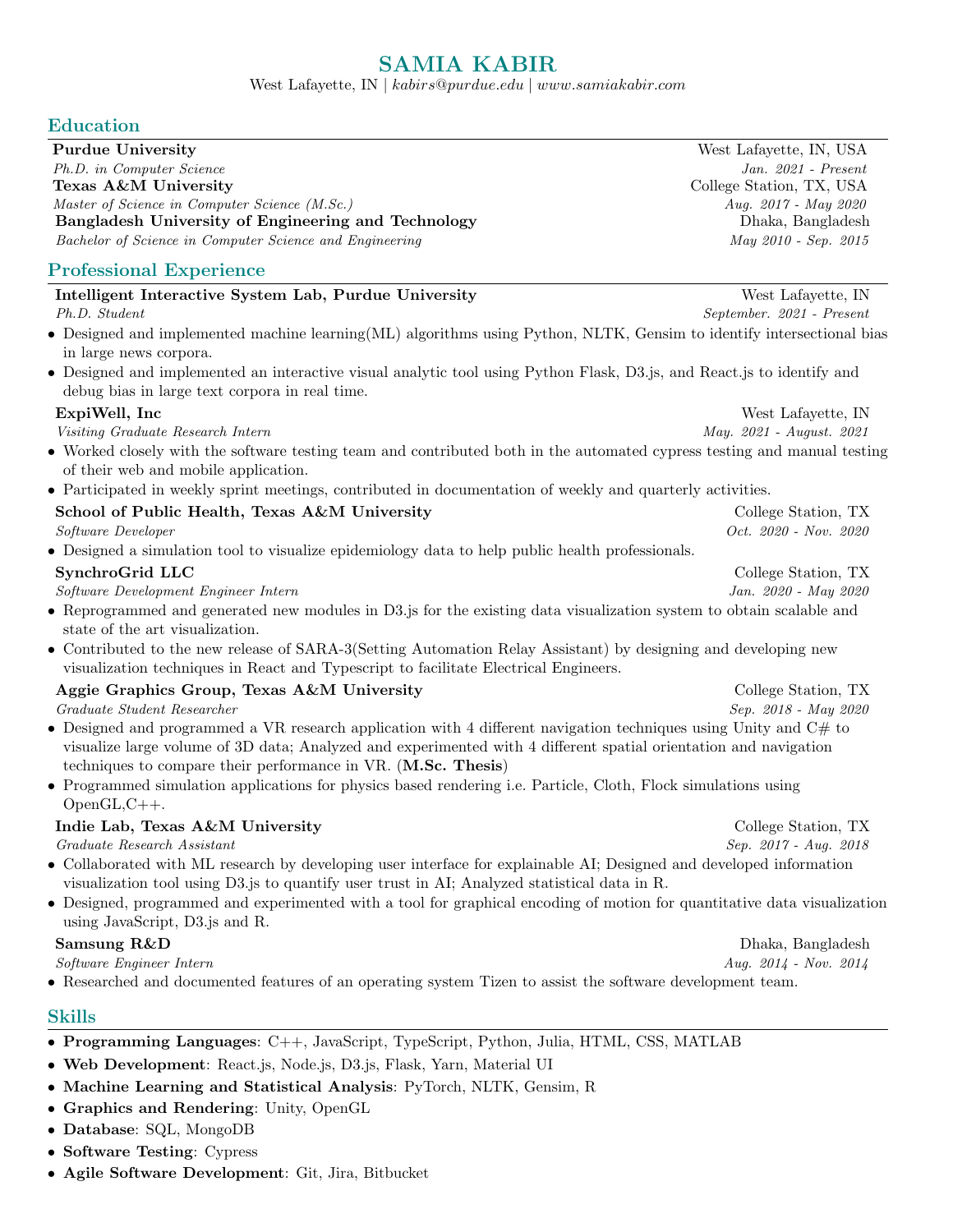# SAMIA KABIR

West Lafayette, IN | *kabirs@purdue.edu* | *www.samiakabir.com*

## Education

**Purdue University** — West Lafayette, IN, USA
*Ph.D. in Computer Science* — *Jan. 2021 - Present*

**Texas A&M University** — College Station, TX, USA
*Master of Science in Computer Science (M.Sc.)* — *Aug. 2017 - May 2020*

**Bangladesh University of Engineering and Technology** — Dhaka, Bangladesh
*Bachelor of Science in Computer Science and Engineering* — *May 2010 - Sep. 2015*

## Professional Experience

**Intelligent Interactive System Lab, Purdue University** — West Lafayette, IN
*Ph.D. Student* — *September. 2021 - Present*

- Designed and implemented machine learning(ML) algorithms using Python, NLTK, Gensim to identify intersectional bias in large news corpora.
- Designed and implemented an interactive visual analytic tool using Python Flask, D3.js, and React.js to identify and debug bias in large text corpora in real time.

**ExpiWell, Inc** — West Lafayette, IN
*Visiting Graduate Research Intern* — *May. 2021 - August. 2021*

- Worked closely with the software testing team and contributed both in the automated cypress testing and manual testing of their web and mobile application.
- Participated in weekly sprint meetings, contributed in documentation of weekly and quarterly activities.

**School of Public Health, Texas A&M University** — College Station, TX
*Software Developer* — *Oct. 2020 - Nov. 2020*

- Designed a simulation tool to visualize epidemiology data to help public health professionals.

**SynchroGrid LLC** — College Station, TX
*Software Development Engineer Intern* — *Jan. 2020 - May 2020*

- Reprogrammed and generated new modules in D3.js for the existing data visualization system to obtain scalable and state of the art visualization.
- Contributed to the new release of SARA-3(Setting Automation Relay Assistant) by designing and developing new visualization techniques in React and Typescript to facilitate Electrical Engineers.

**Aggie Graphics Group, Texas A&M University** — College Station, TX
*Graduate Student Researcher* — *Sep. 2018 - May 2020*

- Designed and programmed a VR research application with 4 different navigation techniques using Unity and C# to visualize large volume of 3D data; Analyzed and experimented with 4 different spatial orientation and navigation techniques to compare their performance in VR. (**M.Sc. Thesis**)
- Programmed simulation applications for physics based rendering i.e. Particle, Cloth, Flock simulations using OpenGL,C++.

**Indie Lab, Texas A&M University** — College Station, TX
*Graduate Research Assistant* — *Sep. 2017 - Aug. 2018*

- Collaborated with ML research by developing user interface for explainable AI; Designed and developed information visualization tool using D3.js to quantify user trust in AI; Analyzed statistical data in R.
- Designed, programmed and experimented with a tool for graphical encoding of motion for quantitative data visualization using JavaScript, D3.js and R.

**Samsung R&D** — Dhaka, Bangladesh
*Software Engineer Intern* — *Aug. 2014 - Nov. 2014*

- Researched and documented features of an operating system Tizen to assist the software development team.

## Skills

- **Programming Languages**: C++, JavaScript, TypeScript, Python, Julia, HTML, CSS, MATLAB
- **Web Development**: React.js, Node.js, D3.js, Flask, Yarn, Material UI
- **Machine Learning and Statistical Analysis**: PyTorch, NLTK, Gensim, R
- **Graphics and Rendering**: Unity, OpenGL
- **Database**: SQL, MongoDB
- **Software Testing**: Cypress
- **Agile Software Development**: Git, Jira, Bitbucket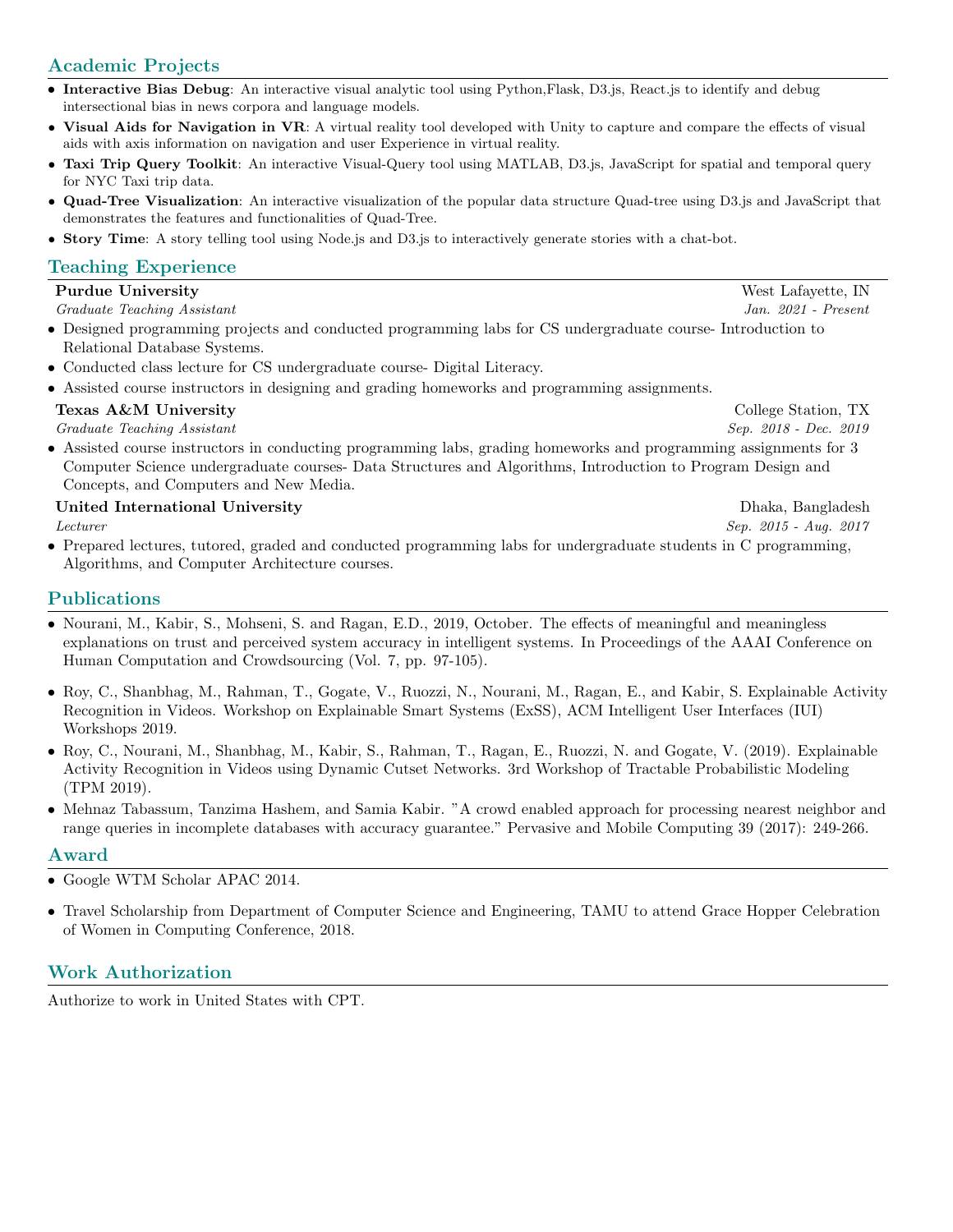## Academic Projects

- **Interactive Bias Debug**: An interactive visual analytic tool using Python,Flask, D3.js, React.js to identify and debug intersectional bias in news corpora and language models.
- **Visual Aids for Navigation in VR**: A virtual reality tool developed with Unity to capture and compare the effects of visual aids with axis information on navigation and user Experience in virtual reality.
- **Taxi Trip Query Toolkit**: An interactive Visual-Query tool using MATLAB, D3.js, JavaScript for spatial and temporal query for NYC Taxi trip data.
- **Quad-Tree Visualization**: An interactive visualization of the popular data structure Quad-tree using D3.js and JavaScript that demonstrates the features and functionalities of Quad-Tree.
- **Story Time**: A story telling tool using Node.js and D3.js to interactively generate stories with a chat-bot.

## Teaching Experience

**Purdue University** — West Lafayette, IN
*Graduate Teaching Assistant* — *Jan. 2021 - Present*

- Designed programming projects and conducted programming labs for CS undergraduate course- Introduction to Relational Database Systems.
- Conducted class lecture for CS undergraduate course- Digital Literacy.
- Assisted course instructors in designing and grading homeworks and programming assignments.

**Texas A&M University** — College Station, TX
*Graduate Teaching Assistant* — *Sep. 2018 - Dec. 2019*

- Assisted course instructors in conducting programming labs, grading homeworks and programming assignments for 3 Computer Science undergraduate courses- Data Structures and Algorithms, Introduction to Program Design and Concepts, and Computers and New Media.

**United International University** — Dhaka, Bangladesh
*Lecturer* — *Sep. 2015 - Aug. 2017*

- Prepared lectures, tutored, graded and conducted programming labs for undergraduate students in C programming, Algorithms, and Computer Architecture courses.

## Publications

- Nourani, M., Kabir, S., Mohseni, S. and Ragan, E.D., 2019, October. The effects of meaningful and meaningless explanations on trust and perceived system accuracy in intelligent systems. In Proceedings of the AAAI Conference on Human Computation and Crowdsourcing (Vol. 7, pp. 97-105).
- Roy, C., Shanbhag, M., Rahman, T., Gogate, V., Ruozzi, N., Nourani, M., Ragan, E., and Kabir, S. Explainable Activity Recognition in Videos. Workshop on Explainable Smart Systems (ExSS), ACM Intelligent User Interfaces (IUI) Workshops 2019.
- Roy, C., Nourani, M., Shanbhag, M., Kabir, S., Rahman, T., Ragan, E., Ruozzi, N. and Gogate, V. (2019). Explainable Activity Recognition in Videos using Dynamic Cutset Networks. 3rd Workshop of Tractable Probabilistic Modeling (TPM 2019).
- Mehnaz Tabassum, Tanzima Hashem, and Samia Kabir. "A crowd enabled approach for processing nearest neighbor and range queries in incomplete databases with accuracy guarantee." Pervasive and Mobile Computing 39 (2017): 249-266.

## Award

- Google WTM Scholar APAC 2014.
- Travel Scholarship from Department of Computer Science and Engineering, TAMU to attend Grace Hopper Celebration of Women in Computing Conference, 2018.

## Work Authorization

Authorize to work in United States with CPT.